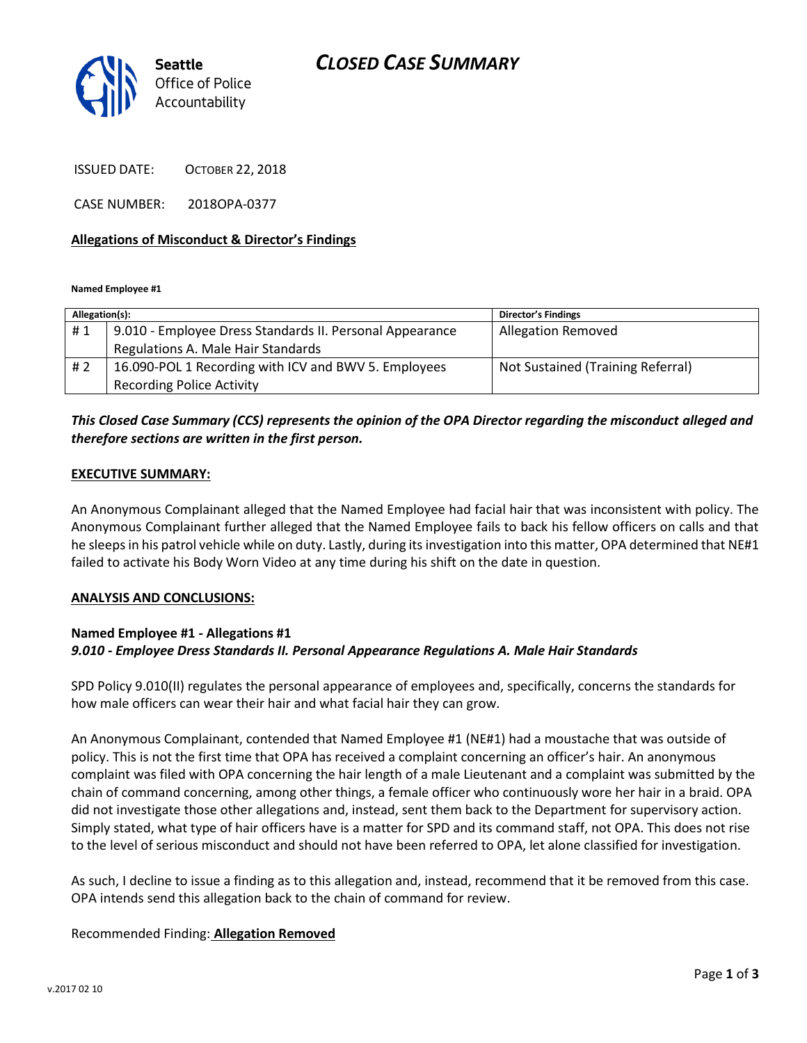# CLOSED CASE SUMMARY

Seattle Office of Police Accountability

ISSUED DATE: OCTOBER 22, 2018

CASE NUMBER: 2018OPA-0377

**Allegations of Misconduct & Director's Findings**

**Named Employee #1**

| Allegation(s): | | Director's Findings |
|---|---|---|
| # 1 | 9.010 - Employee Dress Standards II. Personal Appearance Regulations A. Male Hair Standards | Allegation Removed |
| # 2 | 16.090-POL 1 Recording with ICV and BWV 5. Employees Recording Police Activity | Not Sustained (Training Referral) |

***This Closed Case Summary (CCS) represents the opinion of the OPA Director regarding the misconduct alleged and therefore sections are written in the first person.***

**EXECUTIVE SUMMARY:**

An Anonymous Complainant alleged that the Named Employee had facial hair that was inconsistent with policy. The Anonymous Complainant further alleged that the Named Employee fails to back his fellow officers on calls and that he sleeps in his patrol vehicle while on duty. Lastly, during its investigation into this matter, OPA determined that NE#1 failed to activate his Body Worn Video at any time during his shift on the date in question.

**ANALYSIS AND CONCLUSIONS:**

**Named Employee #1 - Allegations #1**
***9.010 - Employee Dress Standards II. Personal Appearance Regulations A. Male Hair Standards***

SPD Policy 9.010(II) regulates the personal appearance of employees and, specifically, concerns the standards for how male officers can wear their hair and what facial hair they can grow.

An Anonymous Complainant, contended that Named Employee #1 (NE#1) had a moustache that was outside of policy. This is not the first time that OPA has received a complaint concerning an officer's hair. An anonymous complaint was filed with OPA concerning the hair length of a male Lieutenant and a complaint was submitted by the chain of command concerning, among other things, a female officer who continuously wore her hair in a braid. OPA did not investigate those other allegations and, instead, sent them back to the Department for supervisory action. Simply stated, what type of hair officers have is a matter for SPD and its command staff, not OPA. This does not rise to the level of serious misconduct and should not have been referred to OPA, let alone classified for investigation.

As such, I decline to issue a finding as to this allegation and, instead, recommend that it be removed from this case. OPA intends send this allegation back to the chain of command for review.

Recommended Finding: **Allegation Removed**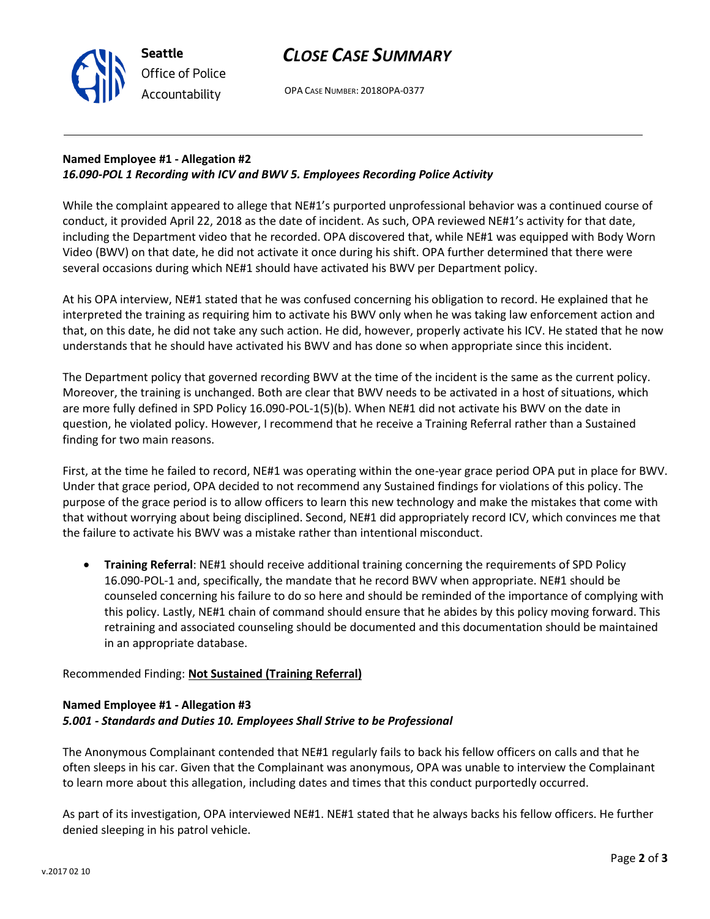**Named Employee #1 - Allegation #2**
***16.090-POL 1 Recording with ICV and BWV 5. Employees Recording Police Activity***

While the complaint appeared to allege that NE#1's purported unprofessional behavior was a continued course of conduct, it provided April 22, 2018 as the date of incident. As such, OPA reviewed NE#1's activity for that date, including the Department video that he recorded. OPA discovered that, while NE#1 was equipped with Body Worn Video (BWV) on that date, he did not activate it once during his shift. OPA further determined that there were several occasions during which NE#1 should have activated his BWV per Department policy.

At his OPA interview, NE#1 stated that he was confused concerning his obligation to record. He explained that he interpreted the training as requiring him to activate his BWV only when he was taking law enforcement action and that, on this date, he did not take any such action. He did, however, properly activate his ICV. He stated that he now understands that he should have activated his BWV and has done so when appropriate since this incident.

The Department policy that governed recording BWV at the time of the incident is the same as the current policy. Moreover, the training is unchanged. Both are clear that BWV needs to be activated in a host of situations, which are more fully defined in SPD Policy 16.090-POL-1(5)(b). When NE#1 did not activate his BWV on the date in question, he violated policy. However, I recommend that he receive a Training Referral rather than a Sustained finding for two main reasons.

First, at the time he failed to record, NE#1 was operating within the one-year grace period OPA put in place for BWV. Under that grace period, OPA decided to not recommend any Sustained findings for violations of this policy. The purpose of the grace period is to allow officers to learn this new technology and make the mistakes that come with that without worrying about being disciplined. Second, NE#1 did appropriately record ICV, which convinces me that the failure to activate his BWV was a mistake rather than intentional misconduct.

- **Training Referral**: NE#1 should receive additional training concerning the requirements of SPD Policy 16.090-POL-1 and, specifically, the mandate that he record BWV when appropriate. NE#1 should be counseled concerning his failure to do so here and should be reminded of the importance of complying with this policy. Lastly, NE#1 chain of command should ensure that he abides by this policy moving forward. This retraining and associated counseling should be documented and this documentation should be maintained in an appropriate database.

Recommended Finding: **Not Sustained (Training Referral)**

**Named Employee #1 - Allegation #3**
***5.001 - Standards and Duties 10. Employees Shall Strive to be Professional***

The Anonymous Complainant contended that NE#1 regularly fails to back his fellow officers on calls and that he often sleeps in his car. Given that the Complainant was anonymous, OPA was unable to interview the Complainant to learn more about this allegation, including dates and times that this conduct purportedly occurred.

As part of its investigation, OPA interviewed NE#1. NE#1 stated that he always backs his fellow officers. He further denied sleeping in his patrol vehicle.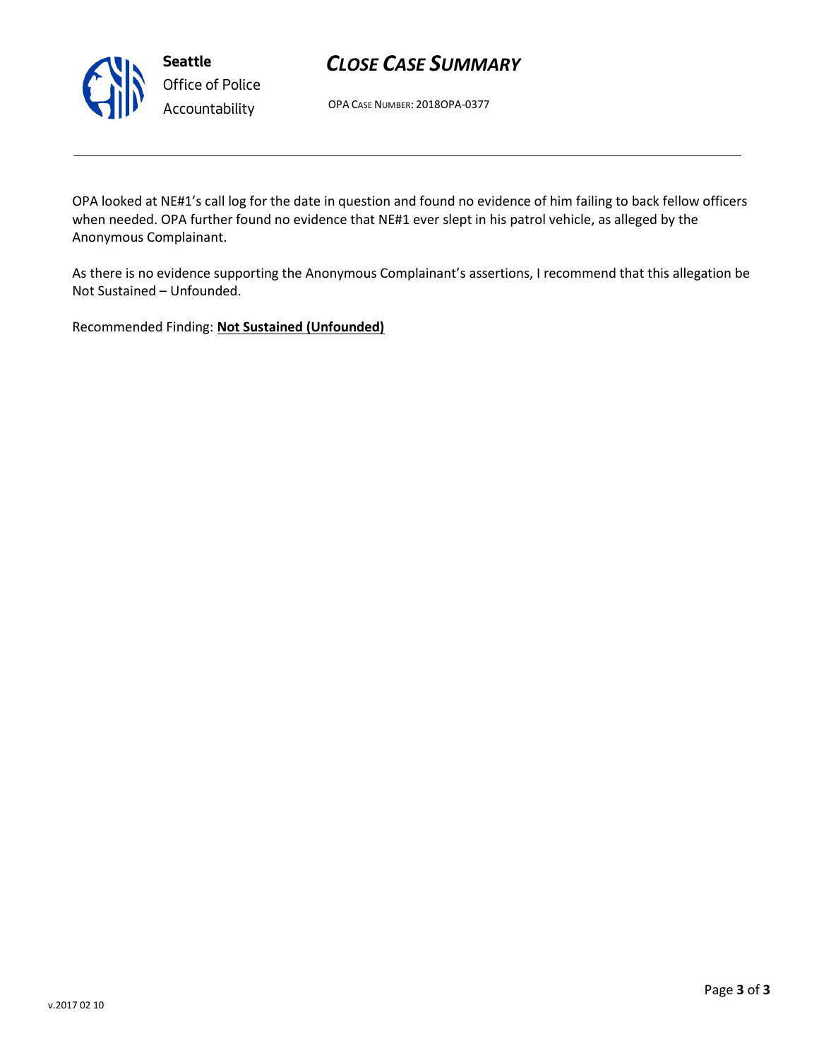OPA looked at NE#1's call log for the date in question and found no evidence of him failing to back fellow officers when needed. OPA further found no evidence that NE#1 ever slept in his patrol vehicle, as alleged by the Anonymous Complainant.

As there is no evidence supporting the Anonymous Complainant's assertions, I recommend that this allegation be Not Sustained – Unfounded.

Recommended Finding: **Not Sustained (Unfounded)**